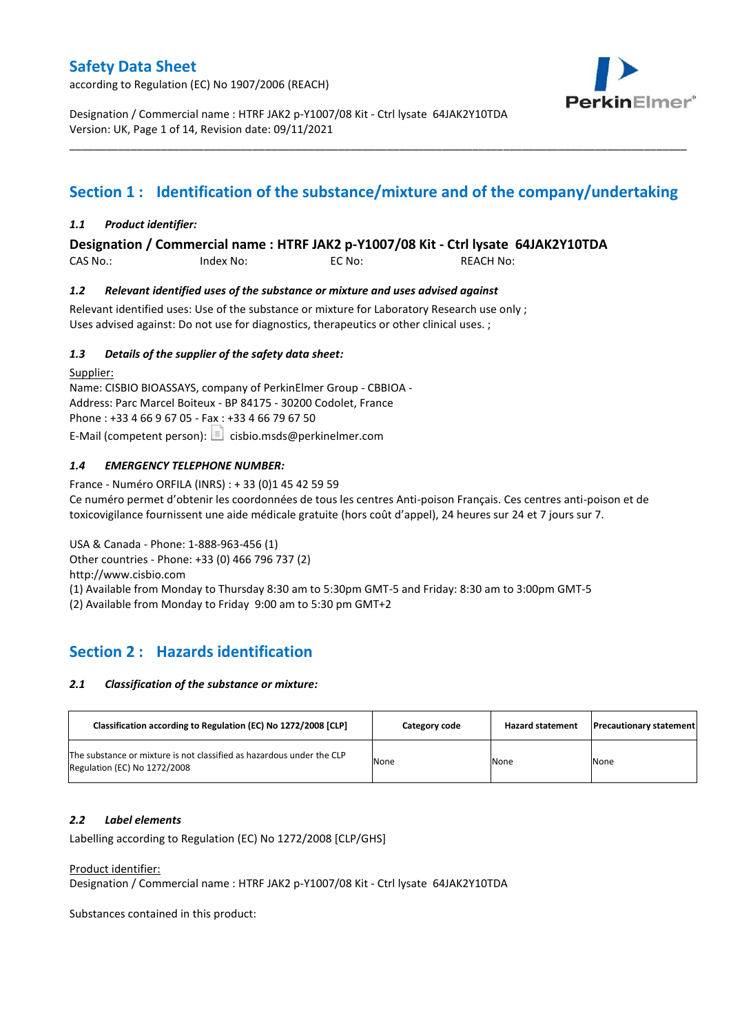# Safety Data Sheet

according to Regulation (EC) No 1907/2006 (REACH)

Designation / Commercial name : HTRF JAK2 p-Y1007/08 Kit - Ctrl lysate 64JAK2Y10TDA
Version: UK, Page 1 of 14, Revision date: 09/11/2021

## Section 1 : Identification of the substance/mixture and of the company/undertaking

### *1.1 Product identifier:*

**Designation / Commercial name : HTRF JAK2 p-Y1007/08 Kit - Ctrl lysate 64JAK2Y10TDA**

CAS No.: Index No: EC No: REACH No:

### *1.2 Relevant identified uses of the substance or mixture and uses advised against*

Relevant identified uses: Use of the substance or mixture for Laboratory Research use only ;
Uses advised against: Do not use for diagnostics, therapeutics or other clinical uses. ;

### *1.3 Details of the supplier of the safety data sheet:*

Supplier:
Name: CISBIO BIOASSAYS, company of PerkinElmer Group - CBBIOA -
Address: Parc Marcel Boiteux - BP 84175 - 30200 Codolet, France
Phone : +33 4 66 9 67 05 - Fax : +33 4 66 79 67 50
E-Mail (competent person): cisbio.msds@perkinelmer.com

### *1.4 EMERGENCY TELEPHONE NUMBER:*

France - Numéro ORFILA (INRS) : + 33 (0)1 45 42 59 59
Ce numéro permet d'obtenir les coordonnées de tous les centres Anti-poison Français. Ces centres anti-poison et de toxicovigilance fournissent une aide médicale gratuite (hors coût d'appel), 24 heures sur 24 et 7 jours sur 7.

USA & Canada - Phone: 1-888-963-456 (1)
Other countries - Phone: +33 (0) 466 796 737 (2)
http://www.cisbio.com
(1) Available from Monday to Thursday 8:30 am to 5:30pm GMT-5 and Friday: 8:30 am to 3:00pm GMT-5
(2) Available from Monday to Friday 9:00 am to 5:30 pm GMT+2

## Section 2 : Hazards identification

### *2.1 Classification of the substance or mixture:*

| Classification according to Regulation (EC) No 1272/2008 [CLP] | Category code | Hazard statement | Precautionary statement |
|---|---|---|---|
| The substance or mixture is not classified as hazardous under the CLP Regulation (EC) No 1272/2008 | None | None | None |

### *2.2 Label elements*

Labelling according to Regulation (EC) No 1272/2008 [CLP/GHS]

Product identifier:
Designation / Commercial name : HTRF JAK2 p-Y1007/08 Kit - Ctrl lysate 64JAK2Y10TDA

Substances contained in this product: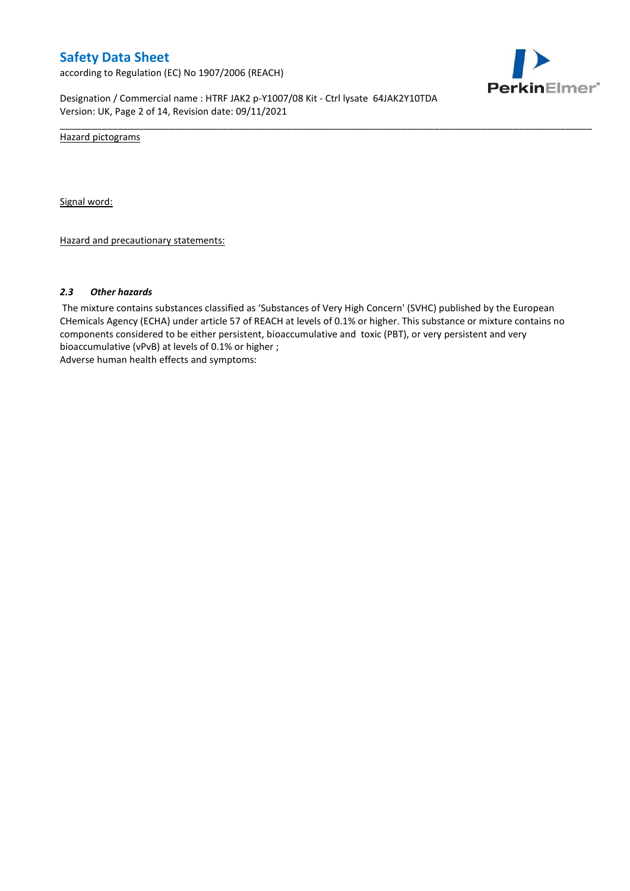Hazard pictograms

Signal word:

Hazard and precautionary statements:

### *2.3 Other hazards*

The mixture contains substances classified as 'Substances of Very High Concern' (SVHC) published by the European CHemicals Agency (ECHA) under article 57 of REACH at levels of 0.1% or higher. This substance or mixture contains no components considered to be either persistent, bioaccumulative and toxic (PBT), or very persistent and very bioaccumulative (vPvB) at levels of 0.1% or higher ;

Adverse human health effects and symptoms: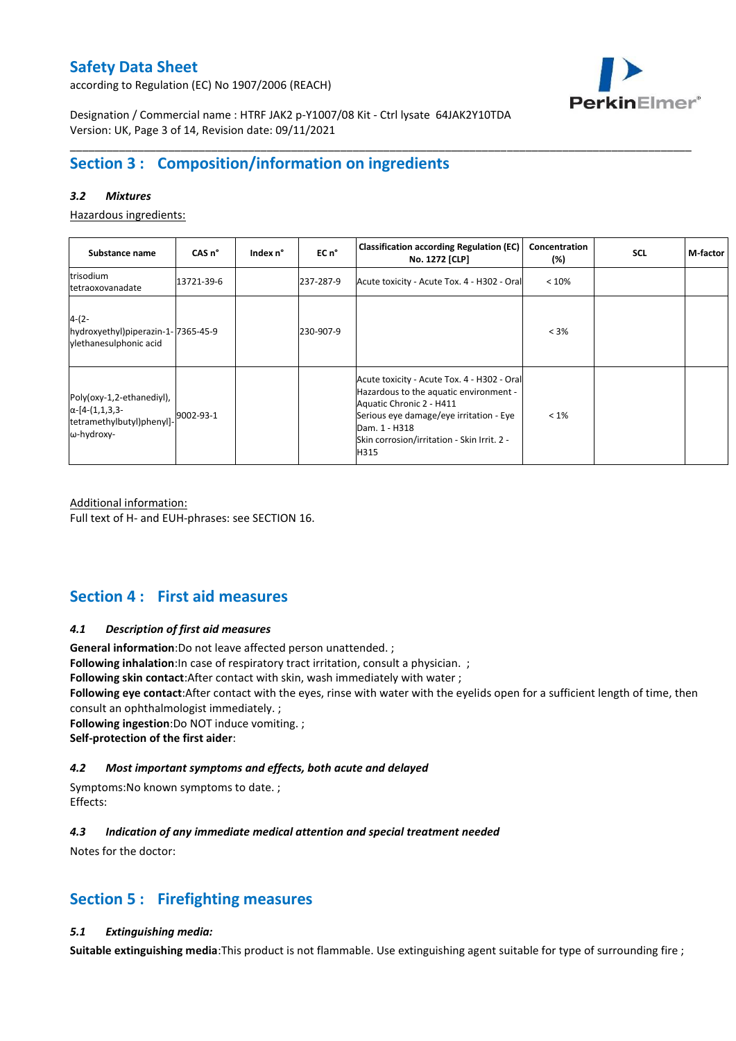## Section 3 : Composition/information on ingredients

### *3.2 Mixtures*

Hazardous ingredients:

| Substance name | CAS n° | Index n° | EC n° | Classification according Regulation (EC) No. 1272 [CLP] | Concentration (%) | SCL | M-factor |
|---|---|---|---|---|---|---|---|
| trisodium tetraoxovanadate | 13721-39-6 | | 237-287-9 | Acute toxicity - Acute Tox. 4 - H302 - Oral | < 10% | | |
| 4-(2-hydroxyethyl)piperazin-1-ylethanesulphonic acid | 7365-45-9 | | 230-907-9 | | < 3% | | |
| Poly(oxy-1,2-ethanediyl), α-[4-(1,1,3,3-tetramethylbutyl)phenyl]-ω-hydroxy- | 9002-93-1 | | | Acute toxicity - Acute Tox. 4 - H302 - Oral<br>Hazardous to the aquatic environment - Aquatic Chronic 2 - H411<br>Serious eye damage/eye irritation - Eye Dam. 1 - H318<br>Skin corrosion/irritation - Skin Irrit. 2 - H315 | < 1% | | |

Additional information:
Full text of H- and EUH-phrases: see SECTION 16.

## Section 4 : First aid measures

### *4.1 Description of first aid measures*

**General information**:Do not leave affected person unattended. ;
**Following inhalation**:In case of respiratory tract irritation, consult a physician. ;
**Following skin contact**:After contact with skin, wash immediately with water ;
**Following eye contact**:After contact with the eyes, rinse with water with the eyelids open for a sufficient length of time, then consult an ophthalmologist immediately. ;
**Following ingestion**:Do NOT induce vomiting. ;
**Self-protection of the first aider**:

### *4.2 Most important symptoms and effects, both acute and delayed*

Symptoms:No known symptoms to date. ;
Effects:

### *4.3 Indication of any immediate medical attention and special treatment needed*

Notes for the doctor:

## Section 5 : Firefighting measures

### *5.1 Extinguishing media:*

**Suitable extinguishing media**:This product is not flammable. Use extinguishing agent suitable for type of surrounding fire ;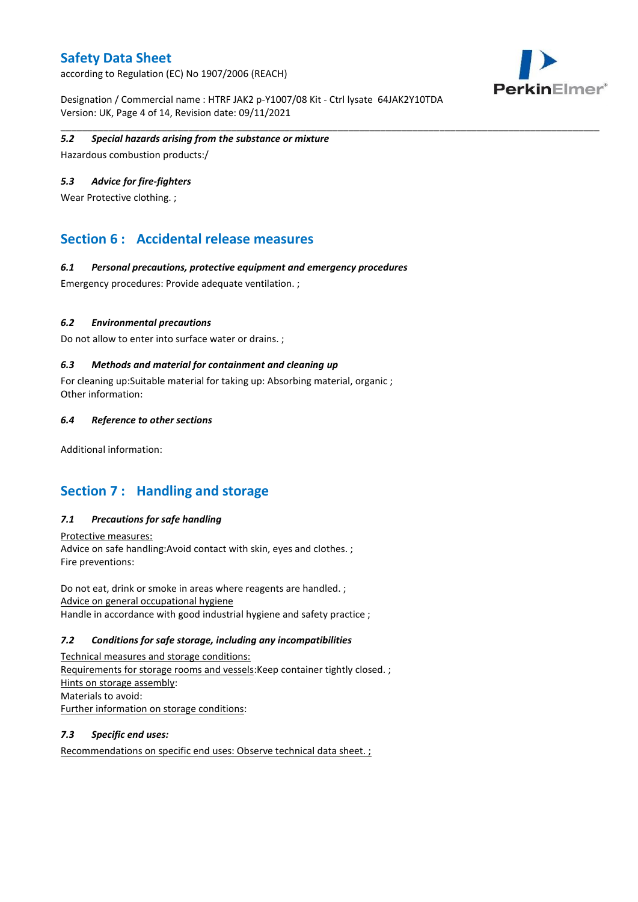### *5.2 Special hazards arising from the substance or mixture*

Hazardous combustion products:/

### *5.3 Advice for fire-fighters*

Wear Protective clothing. ;

## Section 6 : Accidental release measures

### *6.1 Personal precautions, protective equipment and emergency procedures*

Emergency procedures: Provide adequate ventilation. ;

### *6.2 Environmental precautions*

Do not allow to enter into surface water or drains. ;

### *6.3 Methods and material for containment and cleaning up*

For cleaning up:Suitable material for taking up: Absorbing material, organic ;
Other information:

### *6.4 Reference to other sections*

Additional information:

## Section 7 : Handling and storage

### *7.1 Precautions for safe handling*

Protective measures:
Advice on safe handling:Avoid contact with skin, eyes and clothes. ;
Fire preventions:

Do not eat, drink or smoke in areas where reagents are handled. ;
Advice on general occupational hygiene
Handle in accordance with good industrial hygiene and safety practice ;

### *7.2 Conditions for safe storage, including any incompatibilities*

Technical measures and storage conditions:
Requirements for storage rooms and vessels:Keep container tightly closed. ;
Hints on storage assembly:
Materials to avoid:
Further information on storage conditions:

### *7.3 Specific end uses:*

Recommendations on specific end uses: Observe technical data sheet. ;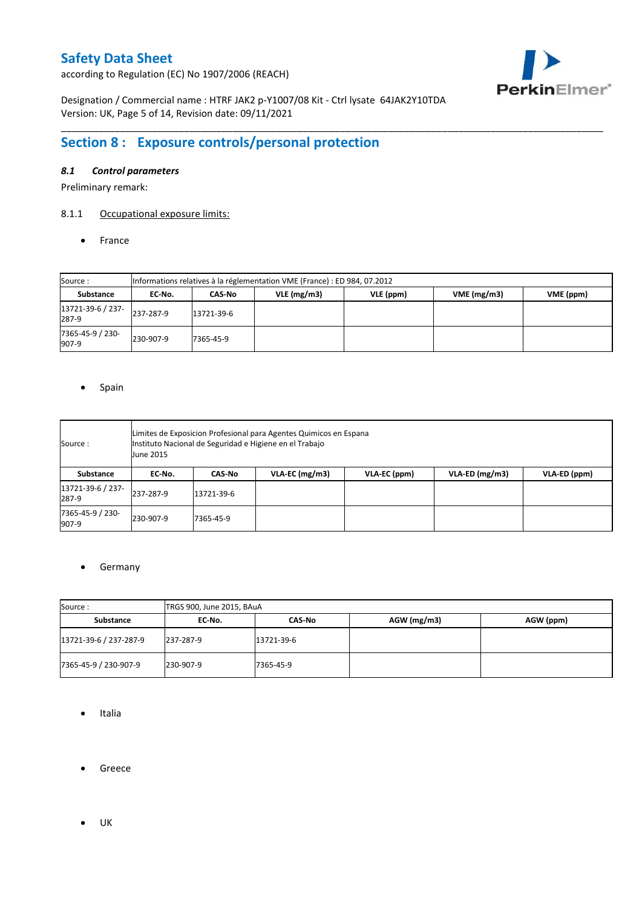## Section 8 : Exposure controls/personal protection

### *8.1 Control parameters*

Preliminary remark:

8.1.1 Occupational exposure limits:

- France

| Source : | Informations relatives à la réglementation VME (France) : ED 984, 07.2012 | | | | | |
|---|---|---|---|---|---|---|
| **Substance** | **EC-No.** | **CAS-No** | **VLE (mg/m3)** | **VLE (ppm)** | **VME (mg/m3)** | **VME (ppm)** |
| 13721-39-6 / 237-287-9 | 237-287-9 | 13721-39-6 | | | | |
| 7365-45-9 / 230-907-9 | 230-907-9 | 7365-45-9 | | | | |

- Spain

| Source : | Limites de Exposicion Profesional para Agentes Quimicos en Espana Instituto Nacional de Seguridad e Higiene en el Trabajo June 2015 | | | | | |
|---|---|---|---|---|---|---|
| **Substance** | **EC-No.** | **CAS-No** | **VLA-EC (mg/m3)** | **VLA-EC (ppm)** | **VLA-ED (mg/m3)** | **VLA-ED (ppm)** |
| 13721-39-6 / 237-287-9 | 237-287-9 | 13721-39-6 | | | | |
| 7365-45-9 / 230-907-9 | 230-907-9 | 7365-45-9 | | | | |

- Germany

| Source : | TRGS 900, June 2015, BAuA | | | |
|---|---|---|---|---|
| **Substance** | **EC-No.** | **CAS-No** | **AGW (mg/m3)** | **AGW (ppm)** |
| 13721-39-6 / 237-287-9 | 237-287-9 | 13721-39-6 | | |
| 7365-45-9 / 230-907-9 | 230-907-9 | 7365-45-9 | | |

- Italia

- Greece

- UK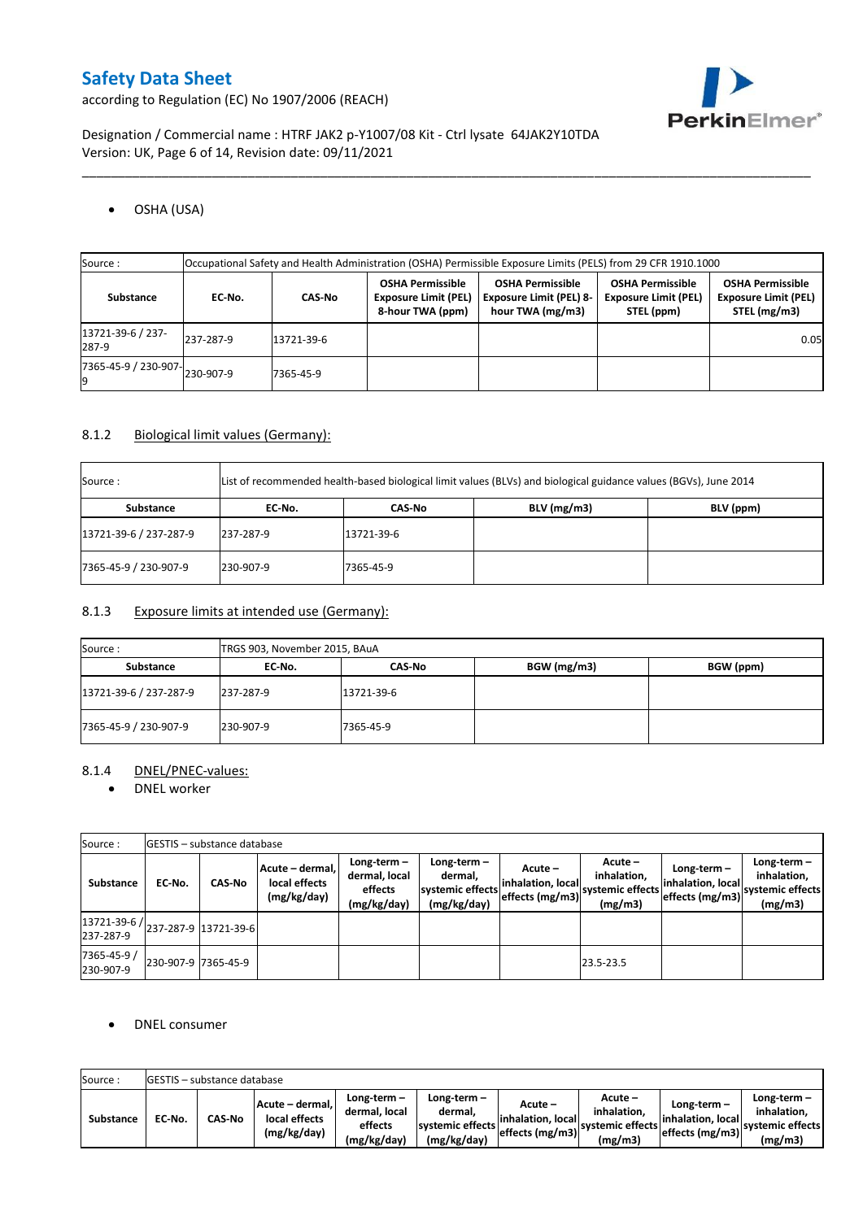- OSHA (USA)

| Source : | Occupational Safety and Health Administration (OSHA) Permissible Exposure Limits (PELS) from 29 CFR 1910.1000 | | | | | |
|---|---|---|---|---|---|---|
| **Substance** | **EC-No.** | **CAS-No** | **OSHA Permissible Exposure Limit (PEL) 8-hour TWA (ppm)** | **OSHA Permissible Exposure Limit (PEL) 8-hour TWA (mg/m3)** | **OSHA Permissible Exposure Limit (PEL) STEL (ppm)** | **OSHA Permissible Exposure Limit (PEL) STEL (mg/m3)** |
| 13721-39-6 / 237-287-9 | 237-287-9 | 13721-39-6 | | | | 0.05 |
| 7365-45-9 / 230-907-9 | 230-907-9 | 7365-45-9 | | | | |

### 8.1.2 Biological limit values (Germany):

| Source : | List of recommended health-based biological limit values (BLVs) and biological guidance values (BGVs), June 2014 | | | |
|---|---|---|---|---|
| **Substance** | **EC-No.** | **CAS-No** | **BLV (mg/m3)** | **BLV (ppm)** |
| 13721-39-6 / 237-287-9 | 237-287-9 | 13721-39-6 | | |
| 7365-45-9 / 230-907-9 | 230-907-9 | 7365-45-9 | | |

### 8.1.3 Exposure limits at intended use (Germany):

| Source : | TRGS 903, November 2015, BAuA | | | |
|---|---|---|---|---|
| **Substance** | **EC-No.** | **CAS-No** | **BGW (mg/m3)** | **BGW (ppm)** |
| 13721-39-6 / 237-287-9 | 237-287-9 | 13721-39-6 | | |
| 7365-45-9 / 230-907-9 | 230-907-9 | 7365-45-9 | | |

### 8.1.4 DNEL/PNEC-values:

- DNEL worker

| Source : | GESTIS – substance database | | | | | | | | | |
|---|---|---|---|---|---|---|---|---|---|---|
| **Substance** | **EC-No.** | **CAS-No** | **Acute – dermal, local effects (mg/kg/day)** | **Long-term – dermal, local effects (mg/kg/day)** | **Long-term – dermal, systemic effects (mg/kg/day)** | **Acute – inhalation, local effects (mg/m3)** | **Acute – inhalation, systemic effects (mg/m3)** | **Long-term – inhalation, local effects (mg/m3)** | **Long-term – inhalation, systemic effects (mg/m3)** |
| 13721-39-6 / 237-287-9 | 237-287-9 | 13721-39-6 | | | | | | | |
| 7365-45-9 / 230-907-9 | 230-907-9 | 7365-45-9 | | | | | 23.5-23.5 | | |

- DNEL consumer

| Source : | GESTIS – substance database | | | | | | | | |
|---|---|---|---|---|---|---|---|---|---|
| **Substance** | **EC-No.** | **CAS-No** | **Acute – dermal, local effects (mg/kg/day)** | **Long-term – dermal, local effects (mg/kg/day)** | **Long-term – dermal, systemic effects (mg/kg/day)** | **Acute – inhalation, local effects (mg/m3)** | **Acute – inhalation, systemic effects (mg/m3)** | **Long-term – inhalation, local effects (mg/m3)** | **Long-term – inhalation, systemic effects (mg/m3)** |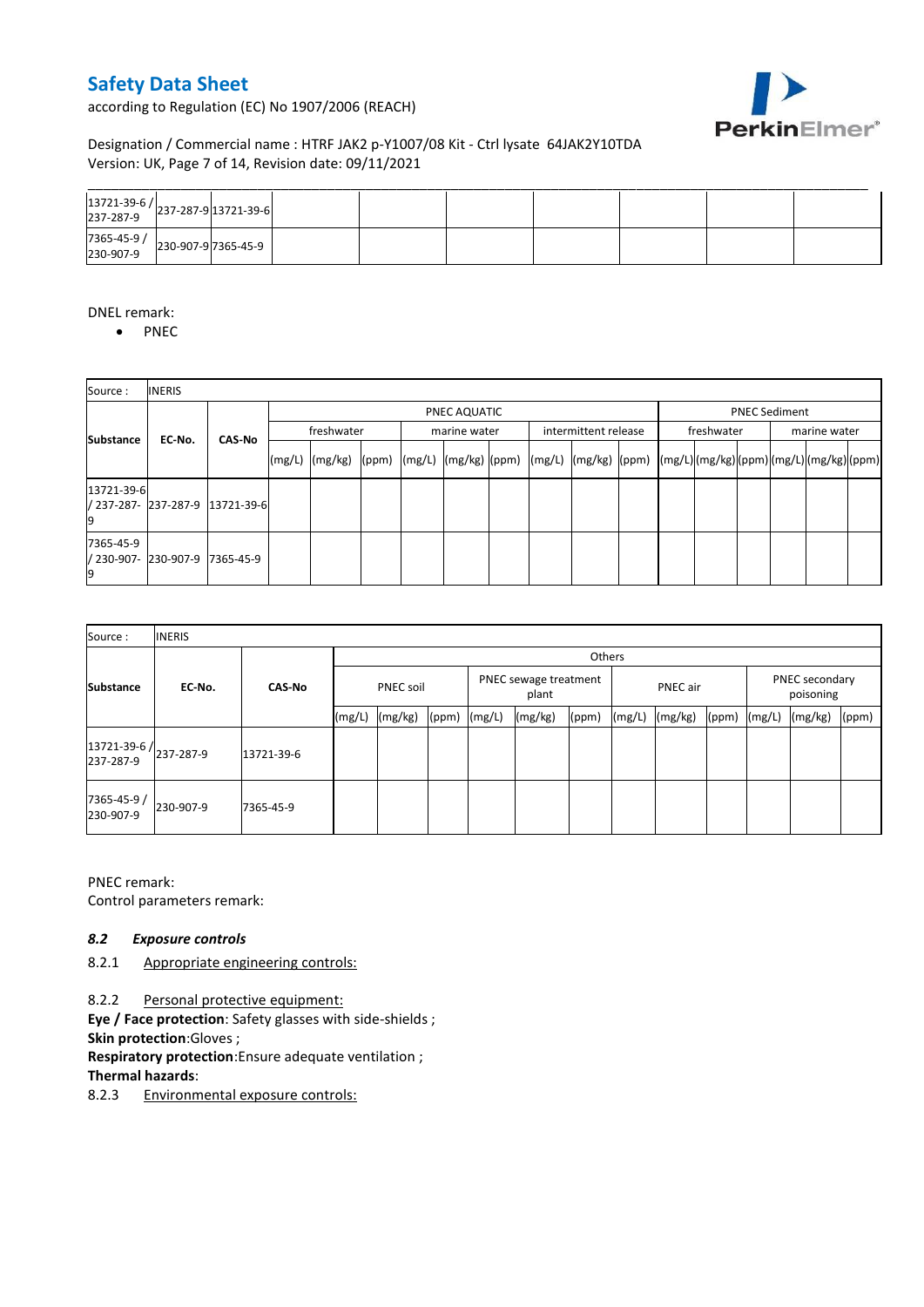| 13721-39-6 / 237-287-9 | 237-287-9 | 13721-39-6 | | | | | | | |
|---|---|---|---|---|---|---|---|---|---|
| 7365-45-9 / 230-907-9 | 230-907-9 | 7365-45-9 | | | | | | | |

DNEL remark:

- PNEC

| Source : | INERIS | | | | | | | | | | | | | | | | | | | | |
|---|---|---|---|---|---|---|---|---|---|---|---|---|---|---|---|---|---|---|---|---|---|
| Substance | EC-No. | CAS-No | PNEC AQUATIC | | | | | | | | | PNEC Sediment | | | | | |
| | | | freshwater | | | marine water | | | intermittent release | | | freshwater | | | marine water | | |
| | | | (mg/L) | (mg/kg) | (ppm) | (mg/L) | (mg/kg) | (ppm) | (mg/L) | (mg/kg) | (ppm) | (mg/L) | (mg/kg) | (ppm) | (mg/L) | (mg/kg) | (ppm) |
| 13721-39-6 / 237-287-9 | 237-287-9 | 13721-39-6 | | | | | | | | | | | | | | | |
| 7365-45-9 / 230-907-9 | 230-907-9 | 7365-45-9 | | | | | | | | | | | | | | | |

| Source : | INERIS | | | | | | | | | | | | | | |
|---|---|---|---|---|---|---|---|---|---|---|---|---|---|---|---|
| Substance | EC-No. | CAS-No | Others | | | | | | | | | | | | |
| | | | PNEC soil | | | PNEC sewage treatment plant | | | PNEC air | | | PNEC secondary poisoning | | | |
| | | | (mg/L) | (mg/kg) | (ppm) | (mg/L) | (mg/kg) | (ppm) | (mg/L) | (mg/kg) | (ppm) | (mg/L) | (mg/kg) | (ppm) | |
| 13721-39-6 / 237-287-9 | 237-287-9 | 13721-39-6 | | | | | | | | | | | | | |
| 7365-45-9 / 230-907-9 | 230-907-9 | 7365-45-9 | | | | | | | | | | | | | |

PNEC remark:

Control parameters remark:

### *8.2 Exposure controls*

8.2.1 Appropriate engineering controls:

8.2.2 Personal protective equipment:

**Eye / Face protection**: Safety glasses with side-shields ;

**Skin protection**:Gloves ;

**Respiratory protection**:Ensure adequate ventilation ;

**Thermal hazards**:

8.2.3 Environmental exposure controls: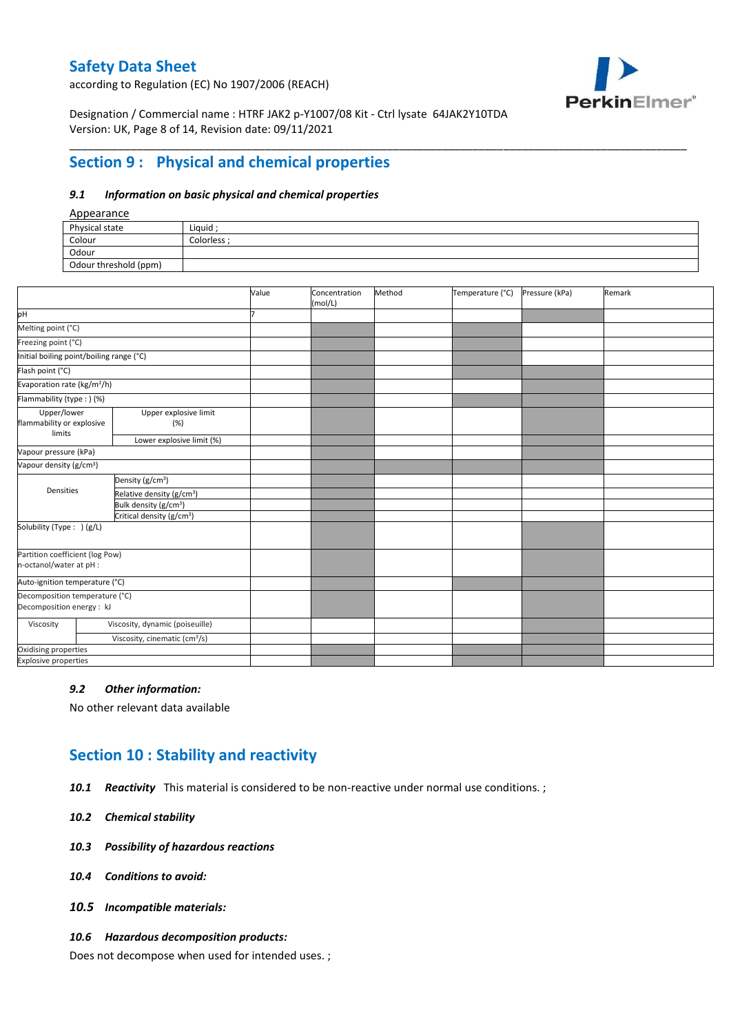## Section 9 : Physical and chemical properties

### *9.1 Information on basic physical and chemical properties*

Appearance

| | |
|---|---|
| Physical state | Liquid ; |
| Colour | Colorless ; |
| Odour | |
| Odour threshold (ppm) | |

| | | Value | Concentration (mol/L) | Method | Temperature (°C) | Pressure (kPa) | Remark |
|---|---|---|---|---|---|---|---|
| pH | | 7 | | | | | |
| Melting point (°C) | | | | | | | |
| Freezing point (°C) | | | | | | | |
| Initial boiling point/boiling range (°C) | | | | | | | |
| Flash point (°C) | | | | | | | |
| Evaporation rate (kg/m²/h) | | | | | | | |
| Flammability (type : ) (%) | | | | | | | |
| Upper/lower flammability or explosive limits | Upper explosive limit (%) | | | | | | |
| | Lower explosive limit (%) | | | | | | |
| Vapour pressure (kPa) | | | | | | | |
| Vapour density (g/cm³) | | | | | | | |
| Densities | Density (g/cm³) | | | | | | |
| | Relative density (g/cm³) | | | | | | |
| | Bulk density (g/cm³) | | | | | | |
| | Critical density (g/cm³) | | | | | | |
| Solubility (Type : ) (g/L) | | | | | | | |
| Partition coefficient (log Pow) n-octanol/water at pH : | | | | | | | |
| Auto-ignition temperature (°C) | | | | | | | |
| Decomposition temperature (°C) Decomposition energy : kJ | | | | | | | |
| Viscosity | Viscosity, dynamic (poiseuille) | | | | | | |
| | Viscosity, cinematic (cm³/s) | | | | | | |
| Oxidising properties | | | | | | | |
| Explosive properties | | | | | | | |

### *9.2 Other information:*

No other relevant data available

## Section 10 : Stability and reactivity

***10.1 Reactivity*** This material is considered to be non-reactive under normal use conditions. ;

***10.2 Chemical stability***

***10.3 Possibility of hazardous reactions***

***10.4 Conditions to avoid:***

***10.5 Incompatible materials:***

***10.6 Hazardous decomposition products:***

Does not decompose when used for intended uses. ;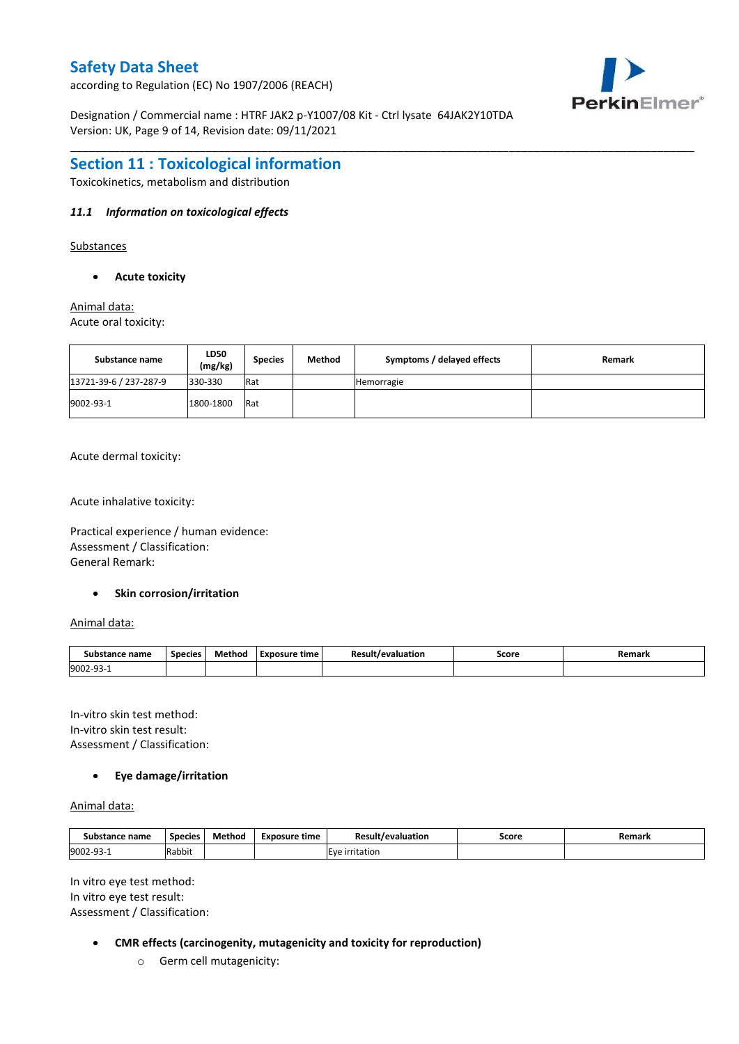## Section 11 : Toxicological information

Toxicokinetics, metabolism and distribution

### *11.1 Information on toxicological effects*

Substances

- **Acute toxicity**

Animal data:

Acute oral toxicity:

| Substance name | LD50 (mg/kg) | Species | Method | Symptoms / delayed effects | Remark |
|---|---|---|---|---|---|
| 13721-39-6 / 237-287-9 | 330-330 | Rat | | Hemorragie | |
| 9002-93-1 | 1800-1800 | Rat | | | |

Acute dermal toxicity:

Acute inhalative toxicity:

Practical experience / human evidence:
Assessment / Classification:
General Remark:

- **Skin corrosion/irritation**

Animal data:

| Substance name | Species | Method | Exposure time | Result/evaluation | Score | Remark |
|---|---|---|---|---|---|---|
| 9002-93-1 | | | | | | |

In-vitro skin test method:
In-vitro skin test result:
Assessment / Classification:

- **Eye damage/irritation**

Animal data:

| Substance name | Species | Method | Exposure time | Result/evaluation | Score | Remark |
|---|---|---|---|---|---|---|
| 9002-93-1 | Rabbit | | | Eye irritation | | |

In vitro eye test method:
In vitro eye test result:
Assessment / Classification:

- **CMR effects (carcinogenity, mutagenicity and toxicity for reproduction)**
  - Germ cell mutagenicity: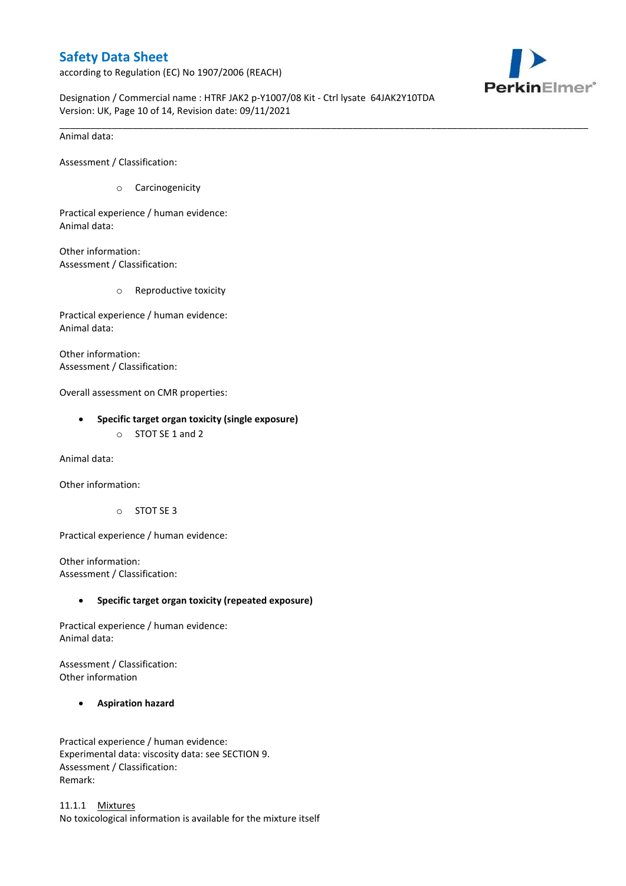Animal data:

Assessment / Classification:

- Carcinogenicity

Practical experience / human evidence:
Animal data:

Other information:
Assessment / Classification:

- Reproductive toxicity

Practical experience / human evidence:
Animal data:

Other information:
Assessment / Classification:

Overall assessment on CMR properties:

- **Specific target organ toxicity (single exposure)**
  - STOT SE 1 and 2

Animal data:

Other information:

  - STOT SE 3

Practical experience / human evidence:

Other information:
Assessment / Classification:

- **Specific target organ toxicity (repeated exposure)**

Practical experience / human evidence:
Animal data:

Assessment / Classification:
Other information

- **Aspiration hazard**

Practical experience / human evidence:
Experimental data: viscosity data: see SECTION 9.
Assessment / Classification:
Remark:

11.1.1 Mixtures
No toxicological information is available for the mixture itself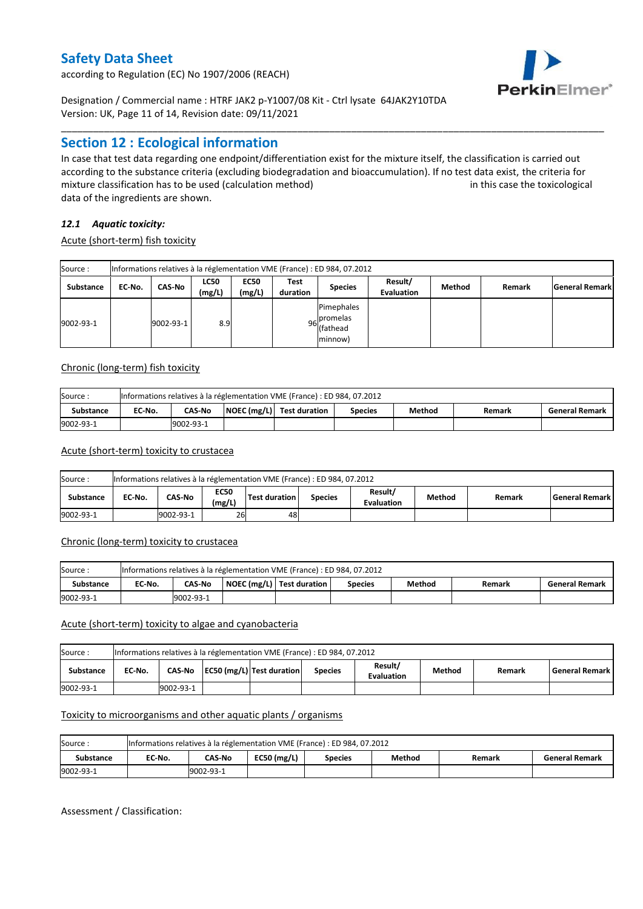# Safety Data Sheet

according to Regulation (EC) No 1907/2006 (REACH)

Designation / Commercial name : HTRF JAK2 p-Y1007/08 Kit - Ctrl lysate 64JAK2Y10TDA
Version: UK, Page 11 of 14, Revision date: 09/11/2021

## Section 12 : Ecological information

In case that test data regarding one endpoint/differentiation exist for the mixture itself, the classification is carried out according to the substance criteria (excluding biodegradation and bioaccumulation). If no test data exist, the criteria for mixture classification has to be used (calculation method) in this case the toxicological data of the ingredients are shown.

### *12.1 Aquatic toxicity:*

Acute (short-term) fish toxicity

| Source : | Informations relatives à la réglementation VME (France) : ED 984, 07.2012 | | | | | | | | | |
|---|---|---|---|---|---|---|---|---|---|---|
| **Substance** | **EC-No.** | **CAS-No** | **LC50 (mg/L)** | **EC50 (mg/L)** | **Test duration** | **Species** | **Result/ Evaluation** | **Method** | **Remark** | **General Remark** |
| 9002-93-1 | | 9002-93-1 | 8.9 | | 96 | Pimephales promelas (fathead minnow) | | | | |

Chronic (long-term) fish toxicity

| Source : | Informations relatives à la réglementation VME (France) : ED 984, 07.2012 | | | | | | | |
|---|---|---|---|---|---|---|---|---|
| **Substance** | **EC-No.** | **CAS-No** | **NOEC (mg/L)** | **Test duration** | **Species** | **Method** | **Remark** | **General Remark** |
| 9002-93-1 | | 9002-93-1 | | | | | | |

Acute (short-term) toxicity to crustacea

| Source : | Informations relatives à la réglementation VME (France) : ED 984, 07.2012 | | | | | | | | |
|---|---|---|---|---|---|---|---|---|---|
| **Substance** | **EC-No.** | **CAS-No** | **EC50 (mg/L)** | **Test duration** | **Species** | **Result/ Evaluation** | **Method** | **Remark** | **General Remark** |
| 9002-93-1 | | 9002-93-1 | 26 | 48 | | | | | |

Chronic (long-term) toxicity to crustacea

| Source : | Informations relatives à la réglementation VME (France) : ED 984, 07.2012 | | | | | | | |
|---|---|---|---|---|---|---|---|---|
| **Substance** | **EC-No.** | **CAS-No** | **NOEC (mg/L)** | **Test duration** | **Species** | **Method** | **Remark** | **General Remark** |
| 9002-93-1 | | 9002-93-1 | | | | | | |

Acute (short-term) toxicity to algae and cyanobacteria

| Source : | Informations relatives à la réglementation VME (France) : ED 984, 07.2012 | | | | | | | | |
|---|---|---|---|---|---|---|---|---|---|
| **Substance** | **EC-No.** | **CAS-No** | **EC50 (mg/L)** | **Test duration** | **Species** | **Result/ Evaluation** | **Method** | **Remark** | **General Remark** |
| 9002-93-1 | | 9002-93-1 | | | | | | | |

Toxicity to microorganisms and other aquatic plants / organisms

| Source : | Informations relatives à la réglementation VME (France) : ED 984, 07.2012 | | | | | | |
|---|---|---|---|---|---|---|---|
| **Substance** | **EC-No.** | **CAS-No** | **EC50 (mg/L)** | **Species** | **Method** | **Remark** | **General Remark** |
| 9002-93-1 | | 9002-93-1 | | | | | |

Assessment / Classification: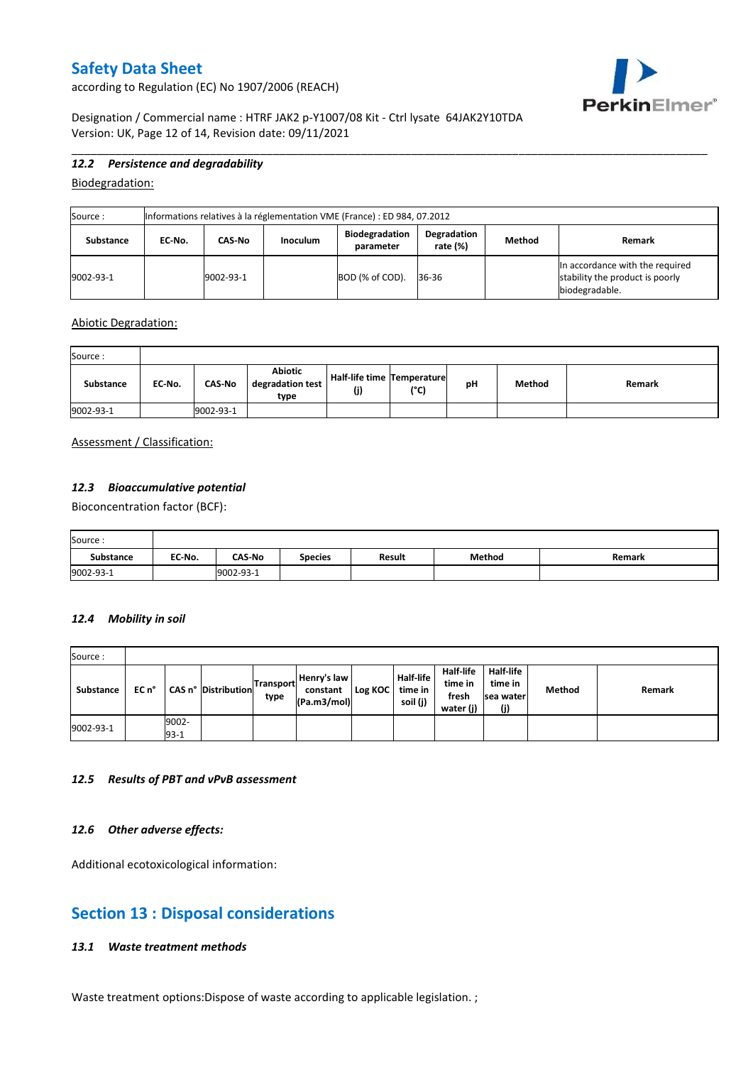### 12.2 Persistence and degradability

Biodegradation:

| Source : | Informations relatives à la réglementation VME (France) : ED 984, 07.2012 | | | | | | |
|---|---|---|---|---|---|---|---|
| **Substance** | **EC-No.** | **CAS-No** | **Inoculum** | **Biodegradation parameter** | **Degradation rate (%)** | **Method** | **Remark** |
| 9002-93-1 | | 9002-93-1 | | BOD (% of COD). | 36-36 | | In accordance with the required stability the product is poorly biodegradable. |

Abiotic Degradation:

| Source : | | | | | | | | |
|---|---|---|---|---|---|---|---|---|
| **Substance** | **EC-No.** | **CAS-No** | **Abiotic degradation test type** | **Half-life time (j)** | **Temperature (°C)** | **pH** | **Method** | **Remark** |
| 9002-93-1 | | 9002-93-1 | | | | | | |

Assessment / Classification:

### 12.3 Bioaccumulative potential

Bioconcentration factor (BCF):

| Source : | | | | | | |
|---|---|---|---|---|---|---|
| **Substance** | **EC-No.** | **CAS-No** | **Species** | **Result** | **Method** | **Remark** |
| 9002-93-1 | | 9002-93-1 | | | | |

### 12.4 Mobility in soil

| Source : | | | | | | | | | | | |
|---|---|---|---|---|---|---|---|---|---|---|---|
| **Substance** | **EC n°** | **CAS n°** | **Distribution** | **Transport type** | **Henry's law constant (Pa.m3/mol)** | **Log KOC** | **Half-life time in soil (j)** | **Half-life time in fresh water (j)** | **Half-life time in sea water (j)** | **Method** | **Remark** |
| 9002-93-1 | | 9002-93-1 | | | | | | | | | |

### 12.5 Results of PBT and vPvB assessment

### 12.6 Other adverse effects:

Additional ecotoxicological information:

## Section 13 : Disposal considerations

### 13.1 Waste treatment methods

Waste treatment options:Dispose of waste according to applicable legislation. ;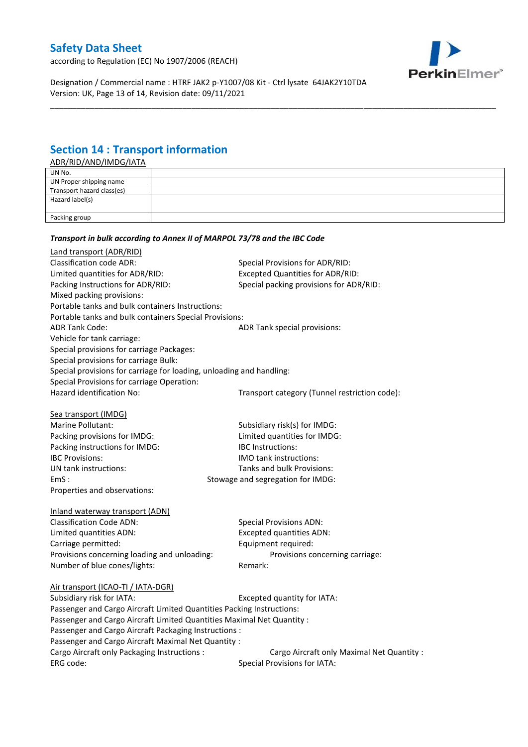## Section 14 : Transport information

ADR/RID/AND/IMDG/IATA

| UN No. | |
|---|---|
| UN Proper shipping name | |
| Transport hazard class(es) | |
| Hazard label(s) | |
| Packing group | |

***Transport in bulk according to Annex II of MARPOL 73/78 and the IBC Code***

Land transport (ADR/RID)

Classification code ADR:
Special Provisions for ADR/RID:
Limited quantities for ADR/RID:
Excepted Quantities for ADR/RID:
Packing Instructions for ADR/RID:
Special packing provisions for ADR/RID:
Mixed packing provisions:
Portable tanks and bulk containers Instructions:
Portable tanks and bulk containers Special Provisions:
ADR Tank Code:
ADR Tank special provisions:
Vehicle for tank carriage:
Special provisions for carriage Packages:
Special provisions for carriage Bulk:
Special provisions for carriage for loading, unloading and handling:
Special Provisions for carriage Operation:
Hazard identification No:
Transport category (Tunnel restriction code):

Sea transport (IMDG)

Marine Pollutant:
Subsidiary risk(s) for IMDG:
Packing provisions for IMDG:
Limited quantities for IMDG:
Packing instructions for IMDG:
IBC Instructions:
IBC Provisions:
IMO tank instructions:
UN tank instructions:
Tanks and bulk Provisions:
EmS :
Stowage and segregation for IMDG:
Properties and observations:

Inland waterway transport (ADN)

Classification Code ADN:
Special Provisions ADN:
Limited quantities ADN:
Excepted quantities ADN:
Carriage permitted:
Equipment required:
Provisions concerning loading and unloading:
Provisions concerning carriage:
Number of blue cones/lights:
Remark:

Air transport (ICAO-TI / IATA-DGR)

Subsidiary risk for IATA:
Excepted quantity for IATA:
Passenger and Cargo Aircraft Limited Quantities Packing Instructions:
Passenger and Cargo Aircraft Limited Quantities Maximal Net Quantity :
Passenger and Cargo Aircraft Packaging Instructions :
Passenger and Cargo Aircraft Maximal Net Quantity :
Cargo Aircraft only Packaging Instructions :
Cargo Aircraft only Maximal Net Quantity :
ERG code:
Special Provisions for IATA: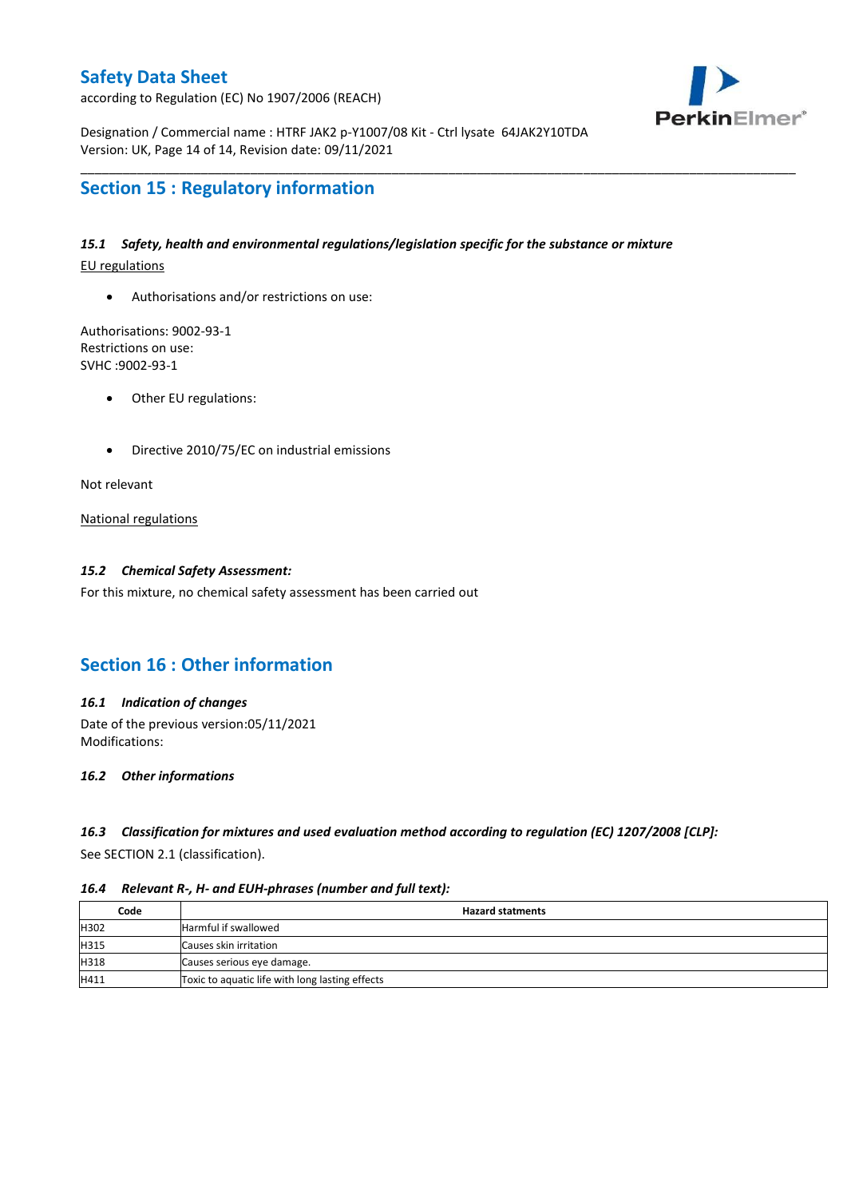## Section 15 : Regulatory information

### *15.1 Safety, health and environmental regulations/legislation specific for the substance or mixture*

EU regulations

- Authorisations and/or restrictions on use:

Authorisations: 9002-93-1
Restrictions on use:
SVHC :9002-93-1

- Other EU regulations:

- Directive 2010/75/EC on industrial emissions

Not relevant

National regulations

### *15.2 Chemical Safety Assessment:*

For this mixture, no chemical safety assessment has been carried out

## Section 16 : Other information

### *16.1 Indication of changes*

Date of the previous version:05/11/2021
Modifications:

### *16.2 Other informations*

### *16.3 Classification for mixtures and used evaluation method according to regulation (EC) 1207/2008 [CLP]:*

See SECTION 2.1 (classification).

### *16.4 Relevant R-, H- and EUH-phrases (number and full text):*

| Code | Hazard statments |
|---|---|
| H302 | Harmful if swallowed |
| H315 | Causes skin irritation |
| H318 | Causes serious eye damage. |
| H411 | Toxic to aquatic life with long lasting effects |